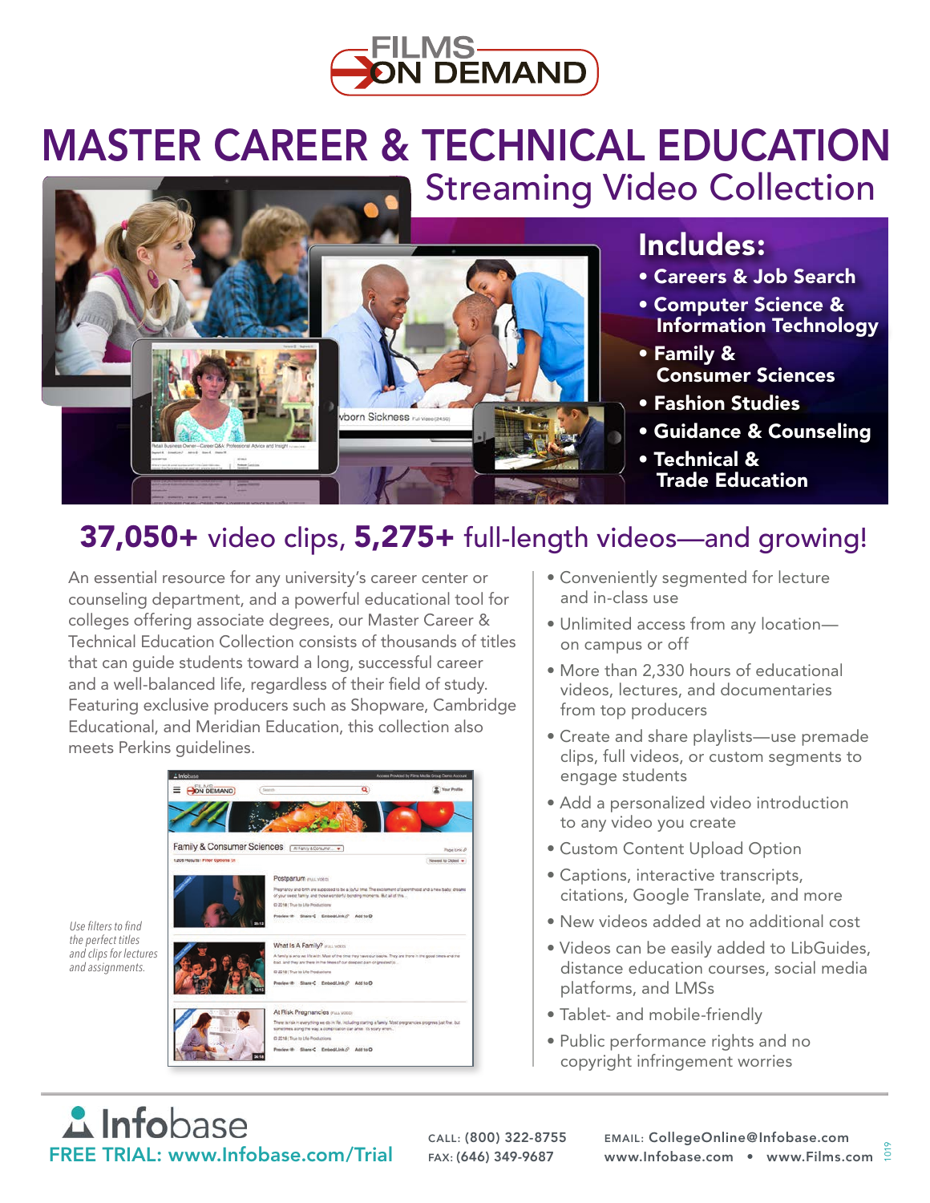# FILMS ON DEMAND

# MASTER CAREER & TECHNICAL EDUCATION

## Streaming Video Collection

**Includes:**

- **Careers & Job Search**
- **Computer Science & Information Technology**
- **Family & Consumer Sciences**
- **Fashion Studies**
- **Guidance & Counseling**
- **Technical & Trade Education**

## **37,050+** video clips, **5,275+** full-length videos—and growing!

An essential resource for any university's career center or counseling department, and a powerful educational tool for colleges offering associate degrees, our Master Career & Technical Education Collection consists of thousands of titles that can guide students toward a long, successful career and a well-balanced life, regardless of their field of study. Featuring exclusive producers such as Shopware, Cambridge Educational, and Meridian Education, this collection also meets Perkins guidelines.

*Use filters to find the perfect titles and clips for lectures and assignments.*

- Conveniently segmented for lecture and in-class use
- Unlimited access from any location—on campus or off
- More than 2,330 hours of educational videos, lectures, and documentaries from top producers
- Create and share playlists—use premade clips, full videos, or custom segments to engage students
- Add a personalized video introduction to any video you create
- Custom Content Upload Option
- Captions, interactive transcripts, citations, Google Translate, and more
- New videos added at no additional cost
- Videos can be easily added to LibGuides, distance education courses, social media platforms, and LMSs
- Tablet- and mobile-friendly
- Public performance rights and no copyright infringement worries

**Infobase**

FREE TRIAL: www.Infobase.com/Trial

CALL: **(800) 322-8755**
FAX: **(646) 349-9687**

EMAIL: **CollegeOnline@Infobase.com**
**www.Infobase.com** • **www.Films.com**

1019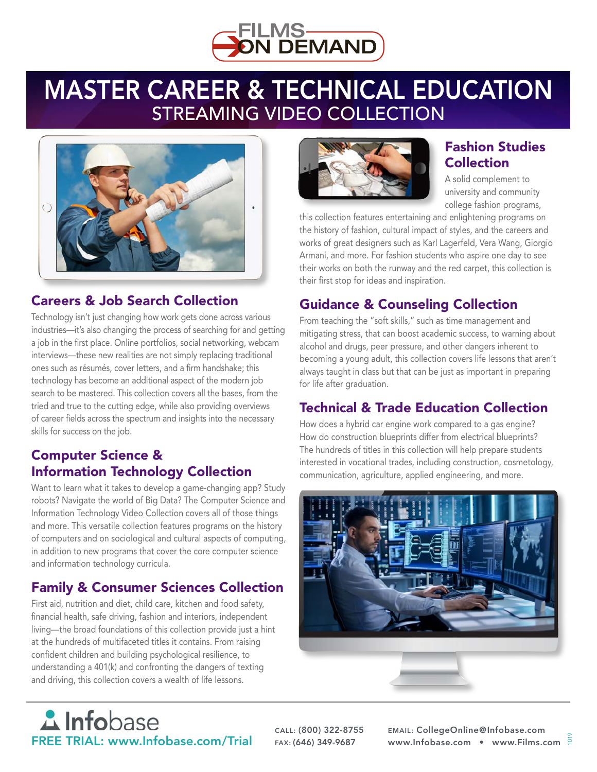FILMS ON DEMAND

# MASTER CAREER & TECHNICAL EDUCATION

STREAMING VIDEO COLLECTION

## Careers & Job Search Collection

Technology isn't just changing how work gets done across various industries—it's also changing the process of searching for and getting a job in the first place. Online portfolios, social networking, webcam interviews—these new realities are not simply replacing traditional ones such as résumés, cover letters, and a firm handshake; this technology has become an additional aspect of the modern job search to be mastered. This collection covers all the bases, from the tried and true to the cutting edge, while also providing overviews of career fields across the spectrum and insights into the necessary skills for success on the job.

## Computer Science & Information Technology Collection

Want to learn what it takes to develop a game-changing app? Study robots? Navigate the world of Big Data? The Computer Science and Information Technology Video Collection covers all of those things and more. This versatile collection features programs on the history of computers and on sociological and cultural aspects of computing, in addition to new programs that cover the core computer science and information technology curricula.

## Family & Consumer Sciences Collection

First aid, nutrition and diet, child care, kitchen and food safety, financial health, safe driving, fashion and interiors, independent living—the broad foundations of this collection provide just a hint at the hundreds of multifaceted titles it contains. From raising confident children and building psychological resilience, to understanding a 401(k) and confronting the dangers of texting and driving, this collection covers a wealth of life lessons.

## Fashion Studies Collection

A solid complement to university and community college fashion programs, this collection features entertaining and enlightening programs on the history of fashion, cultural impact of styles, and the careers and works of great designers such as Karl Lagerfeld, Vera Wang, Giorgio Armani, and more. For fashion students who aspire one day to see their works on both the runway and the red carpet, this collection is their first stop for ideas and inspiration.

## Guidance & Counseling Collection

From teaching the "soft skills," such as time management and mitigating stress, that can boost academic success, to warning about alcohol and drugs, peer pressure, and other dangers inherent to becoming a young adult, this collection covers life lessons that aren't always taught in class but that can be just as important in preparing for life after graduation.

## Technical & Trade Education Collection

How does a hybrid car engine work compared to a gas engine? How do construction blueprints differ from electrical blueprints? The hundreds of titles in this collection will help prepare students interested in vocational trades, including construction, cosmetology, communication, agriculture, applied engineering, and more.

Infobase
FREE TRIAL: www.Infobase.com/Trial

CALL: (800) 322-8755
FAX: (646) 349-9687

EMAIL: CollegeOnline@Infobase.com
www.Infobase.com • www.Films.com

1019